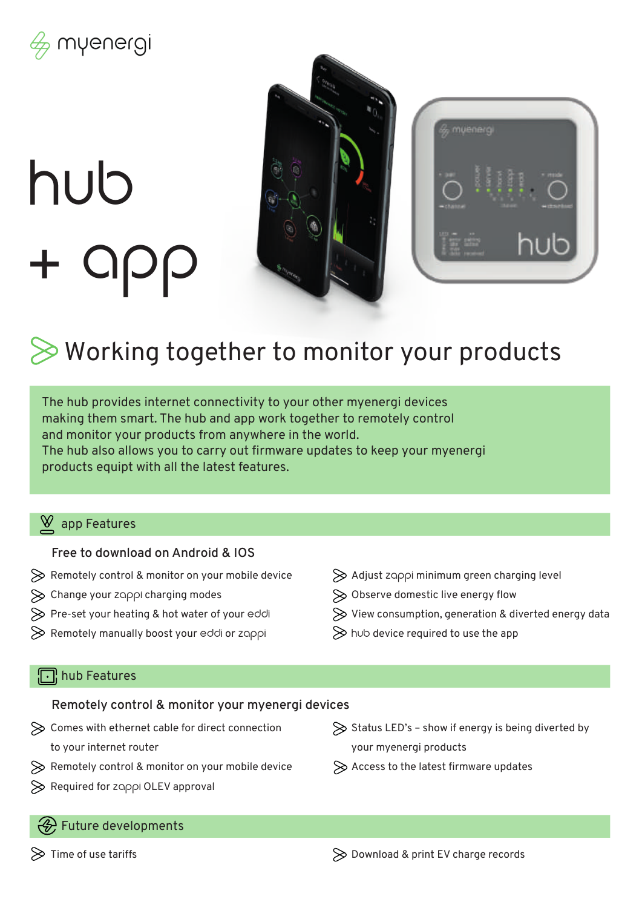myenergi

# hub + app

## Working together to monitor your products

The hub provides internet connectivity to your other myenergi devices making them smart. The hub and app work together to remotely control and monitor your products from anywhere in the world.
The hub also allows you to carry out firmware updates to keep your myenergi products equipt with all the latest features.

### app Features

**Free to download on Android & IOS**

- Remotely control & monitor on your mobile device
- Change your zappi charging modes
- Pre-set your heating & hot water of your eddi
- Remotely manually boost your eddi or zappi
- Adjust zappi minimum green charging level
- Observe domestic live energy flow
- View consumption, generation & diverted energy data
- hub device required to use the app

### hub Features

**Remotely control & monitor your myenergi devices**

- Comes with ethernet cable for direct connection to your internet router
- Remotely control & monitor on your mobile device
- Required for zappi OLEV approval
- Status LED's – show if energy is being diverted by your myenergi products
- Access to the latest firmware updates

### Future developments

- Time of use tariffs
- Download & print EV charge records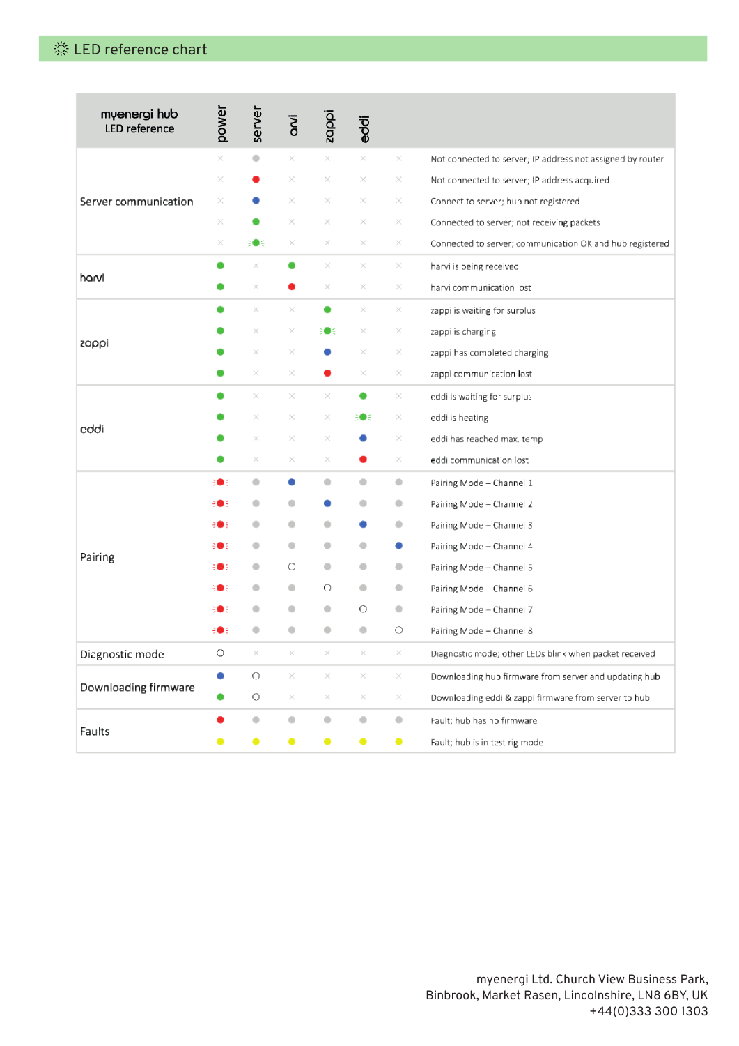# LED reference chart

| myenergi hub LED reference | power | server | arvi | zappi | eddi | | |
|---|---|---|---|---|---|---|---|
| Server communication | × | ● grey | × | × | × | × | Not connected to server; IP address not assigned by router |
| | × | ● red | × | × | × | × | Not connected to server; IP address acquired |
| | × | ● blue | × | × | × | × | Connect to server; hub not registered |
| | × | ● green | × | × | × | × | Connected to server; not receiving packets |
| | × | ● green (flashing) | × | × | × | × | Connected to server; communication OK and hub registered |
| harvi | ● green | × | ● green | × | × | × | harvi is being received |
| | ● green | × | ● red | × | × | × | harvi communication lost |
| zappi | ● green | × | × | ● green | × | × | zappi is waiting for surplus |
| | ● green | × | × | ● green (flashing) | × | × | zappi is charging |
| | ● green | × | × | ● blue | × | × | zappi has completed charging |
| | ● green | × | × | ● red | × | × | zappi communication lost |
| eddi | ● green | × | × | × | ● green | × | eddi is waiting for surplus |
| | ● green | × | × | × | ● green (flashing) | × | eddi is heating |
| | ● green | × | × | × | ● blue | × | eddi has reached max. temp |
| | ● green | × | × | × | ● red | × | eddi communication lost |
| Pairing | ● red (flashing) | ● grey | ● blue | ● grey | ● grey | ● grey | Pairing Mode – Channel 1 |
| | ● red (flashing) | ● grey | ● grey | ● blue | ● grey | ● grey | Pairing Mode – Channel 2 |
| | ● red (flashing) | ● grey | ● grey | ● grey | ● blue | ● grey | Pairing Mode – Channel 3 |
| | ● red (flashing) | ● grey | ● grey | ● grey | ● grey | ● blue | Pairing Mode – Channel 4 |
| | ● red (flashing) | ● grey | ○ | ● grey | ● grey | ● grey | Pairing Mode – Channel 5 |
| | ● red (flashing) | ● grey | ● grey | ○ | ● grey | ● grey | Pairing Mode – Channel 6 |
| | ● red (flashing) | ● grey | ● grey | ● grey | ○ | ● grey | Pairing Mode – Channel 7 |
| | ● red (flashing) | ● grey | ● grey | ● grey | ● grey | ○ | Pairing Mode – Channel 8 |
| Diagnostic mode | ○ | × | × | × | × | × | Diagnostic mode; other LEDs blink when packet received |
| Downloading firmware | ● blue | ○ | × | × | × | × | Downloading hub firmware from server and updating hub |
| | ● green | ○ | × | × | × | × | Downloading eddi & zappi firmware from server to hub |
| Faults | ● red | ● grey | ● grey | ● grey | ● grey | ● grey | Fault; hub has no firmware |
| | ● yellow | ● yellow | ● yellow | ● yellow | ● yellow | ● yellow | Fault; hub is in test rig mode |

myenergi Ltd. Church View Business Park,
Binbrook, Market Rasen, Lincolnshire, LN8 6BY, UK
+44(0)333 300 1303